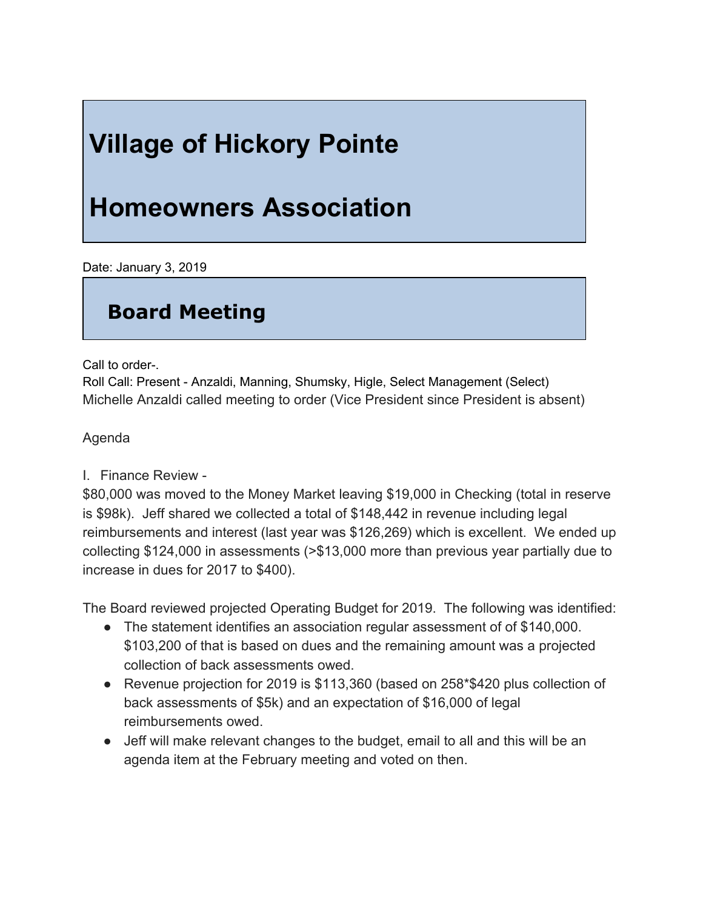# Village of Hickory Pointe

# Homeowners Association

Date: January 3, 2019

## Board Meeting

Call to order-.
Roll Call: Present - Anzaldi, Manning, Shumsky, Higle, Select Management (Select)
Michelle Anzaldi called meeting to order (Vice President since President is absent)

Agenda

I. Finance Review -
$80,000 was moved to the Money Market leaving $19,000 in Checking (total in reserve is $98k). Jeff shared we collected a total of $148,442 in revenue including legal reimbursements and interest (last year was $126,269) which is excellent. We ended up collecting $124,000 in assessments (>$13,000 more than previous year partially due to increase in dues for 2017 to $400).

The Board reviewed projected Operating Budget for 2019. The following was identified:

- The statement identifies an association regular assessment of of $140,000. $103,200 of that is based on dues and the remaining amount was a projected collection of back assessments owed.
- Revenue projection for 2019 is $113,360 (based on 258*$420 plus collection of back assessments of $5k) and an expectation of $16,000 of legal reimbursements owed.
- Jeff will make relevant changes to the budget, email to all and this will be an agenda item at the February meeting and voted on then.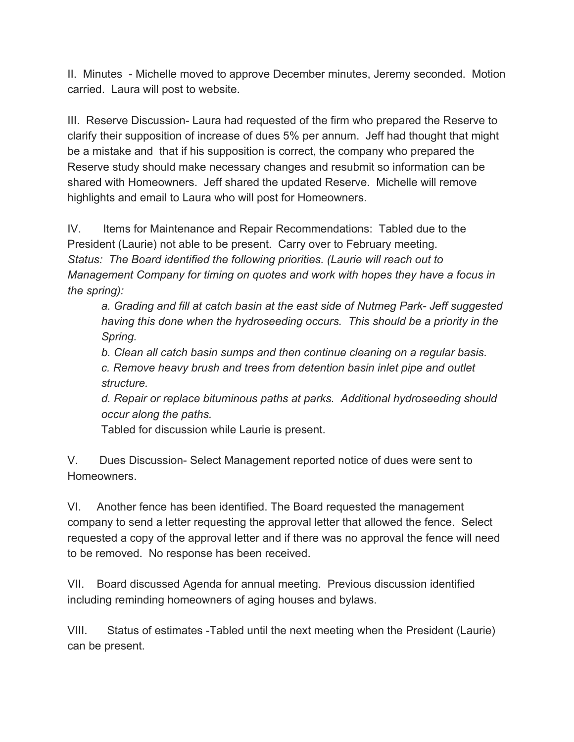II. Minutes - Michelle moved to approve December minutes, Jeremy seconded. Motion carried. Laura will post to website.

III. Reserve Discussion- Laura had requested of the firm who prepared the Reserve to clarify their supposition of increase of dues 5% per annum. Jeff had thought that might be a mistake and that if his supposition is correct, the company who prepared the Reserve study should make necessary changes and resubmit so information can be shared with Homeowners. Jeff shared the updated Reserve. Michelle will remove highlights and email to Laura who will post for Homeowners.

IV. Items for Maintenance and Repair Recommendations: Tabled due to the President (Laurie) not able to be present. Carry over to February meeting.
*Status: The Board identified the following priorities. (Laurie will reach out to Management Company for timing on quotes and work with hopes they have a focus in the spring):*

> *a. Grading and fill at catch basin at the east side of Nutmeg Park- Jeff suggested having this done when the hydroseeding occurs. This should be a priority in the Spring.*
>
> *b. Clean all catch basin sumps and then continue cleaning on a regular basis.*
>
> *c. Remove heavy brush and trees from detention basin inlet pipe and outlet structure.*
>
> *d. Repair or replace bituminous paths at parks. Additional hydroseeding should occur along the paths.*
>
> Tabled for discussion while Laurie is present.

V. Dues Discussion- Select Management reported notice of dues were sent to Homeowners.

VI. Another fence has been identified. The Board requested the management company to send a letter requesting the approval letter that allowed the fence. Select requested a copy of the approval letter and if there was no approval the fence will need to be removed. No response has been received.

VII. Board discussed Agenda for annual meeting. Previous discussion identified including reminding homeowners of aging houses and bylaws.

VIII. Status of estimates -Tabled until the next meeting when the President (Laurie) can be present.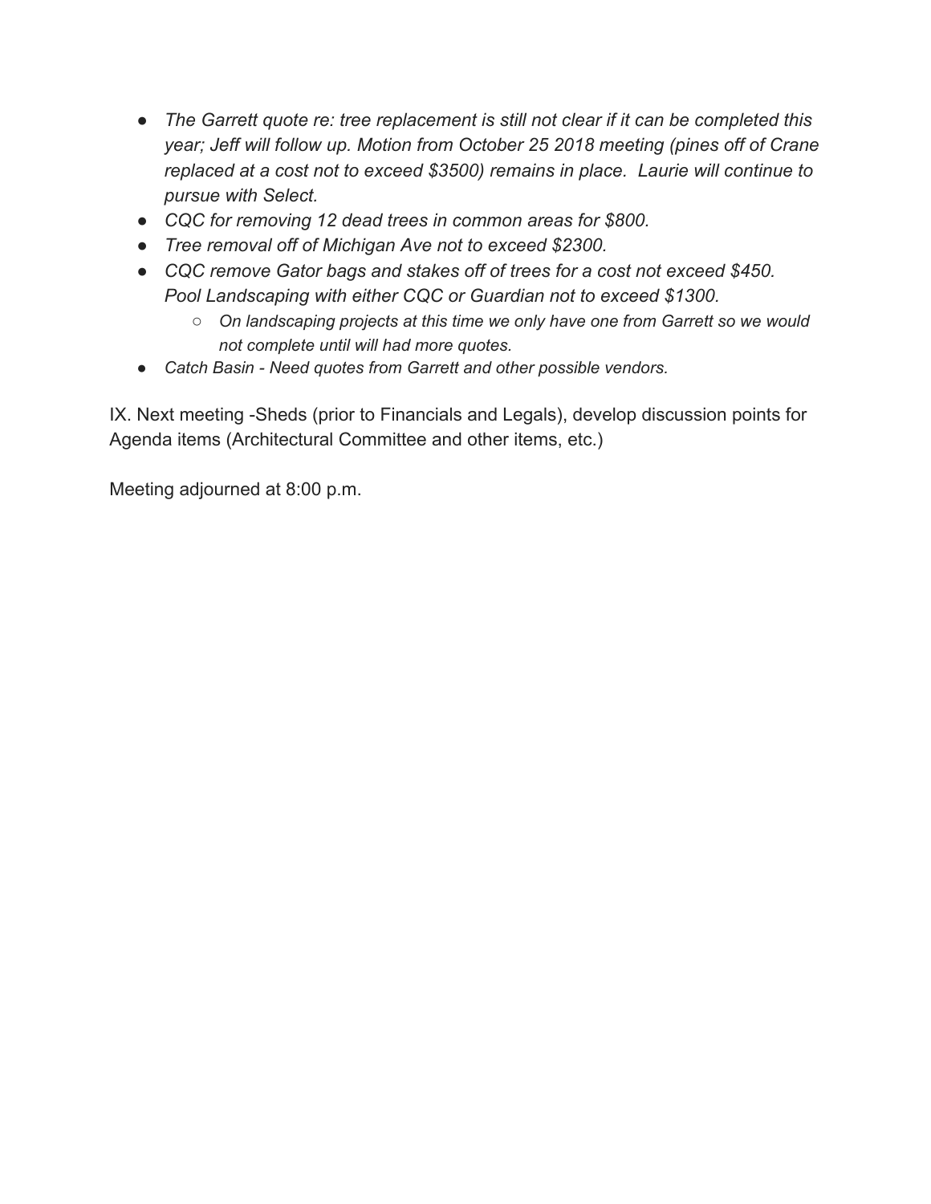- *The Garrett quote re: tree replacement is still not clear if it can be completed this year; Jeff will follow up. Motion from October 25 2018 meeting (pines off of Crane replaced at a cost not to exceed $3500) remains in place. Laurie will continue to pursue with Select.*
- *CQC for removing 12 dead trees in common areas for $800.*
- *Tree removal off of Michigan Ave not to exceed $2300.*
- *CQC remove Gator bags and stakes off of trees for a cost not exceed $450. Pool Landscaping with either CQC or Guardian not to exceed $1300.*
    - *On landscaping projects at this time we only have one from Garrett so we would not complete until will had more quotes.*
- *Catch Basin - Need quotes from Garrett and other possible vendors.*

IX. Next meeting -Sheds (prior to Financials and Legals), develop discussion points for Agenda items (Architectural Committee and other items, etc.)

Meeting adjourned at 8:00 p.m.